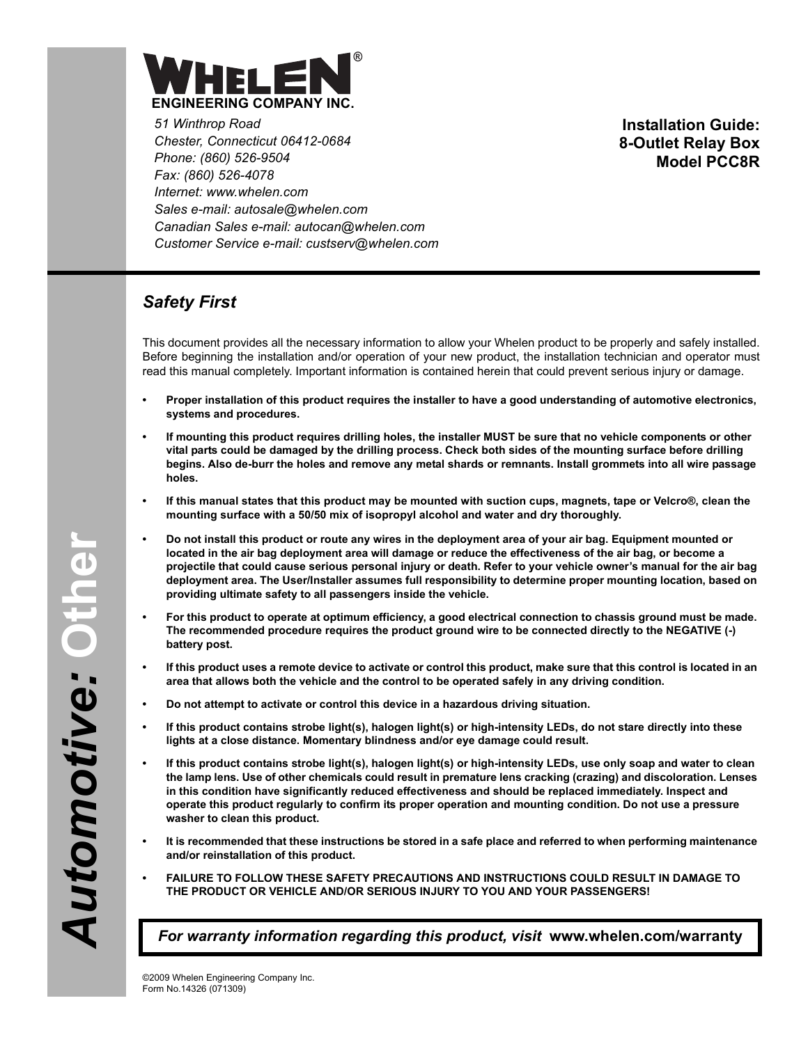# WHELEN®

**ENGINEERING COMPANY INC.**

*51 Winthrop Road*
*Chester, Connecticut 06412-0684*
*Phone: (860) 526-9504*
*Fax: (860) 526-4078*
*Internet: www.whelen.com*
*Sales e-mail: autosale@whelen.com*
*Canadian Sales e-mail: autocan@whelen.com*
*Customer Service e-mail: custserv@whelen.com*

**Installation Guide:**
**8-Outlet Relay Box**
**Model PCC8R**

*Automotive: Other*

## *Safety First*

This document provides all the necessary information to allow your Whelen product to be properly and safely installed. Before beginning the installation and/or operation of your new product, the installation technician and operator must read this manual completely. Important information is contained herein that could prevent serious injury or damage.

- **Proper installation of this product requires the installer to have a good understanding of automotive electronics, systems and procedures.**
- **If mounting this product requires drilling holes, the installer MUST be sure that no vehicle components or other vital parts could be damaged by the drilling process. Check both sides of the mounting surface before drilling begins. Also de-burr the holes and remove any metal shards or remnants. Install grommets into all wire passage holes.**
- **If this manual states that this product may be mounted with suction cups, magnets, tape or Velcro®, clean the mounting surface with a 50/50 mix of isopropyl alcohol and water and dry thoroughly.**
- **Do not install this product or route any wires in the deployment area of your air bag. Equipment mounted or located in the air bag deployment area will damage or reduce the effectiveness of the air bag, or become a projectile that could cause serious personal injury or death. Refer to your vehicle owner's manual for the air bag deployment area. The User/Installer assumes full responsibility to determine proper mounting location, based on providing ultimate safety to all passengers inside the vehicle.**
- **For this product to operate at optimum efficiency, a good electrical connection to chassis ground must be made. The recommended procedure requires the product ground wire to be connected directly to the NEGATIVE (-) battery post.**
- **If this product uses a remote device to activate or control this product, make sure that this control is located in an area that allows both the vehicle and the control to be operated safely in any driving condition.**
- **Do not attempt to activate or control this device in a hazardous driving situation.**
- **If this product contains strobe light(s), halogen light(s) or high-intensity LEDs, do not stare directly into these lights at a close distance. Momentary blindness and/or eye damage could result.**
- **If this product contains strobe light(s), halogen light(s) or high-intensity LEDs, use only soap and water to clean the lamp lens. Use of other chemicals could result in premature lens cracking (crazing) and discoloration. Lenses in this condition have significantly reduced effectiveness and should be replaced immediately. Inspect and operate this product regularly to confirm its proper operation and mounting condition. Do not use a pressure washer to clean this product.**
- **It is recommended that these instructions be stored in a safe place and referred to when performing maintenance and/or reinstallation of this product.**
- **FAILURE TO FOLLOW THESE SAFETY PRECAUTIONS AND INSTRUCTIONS COULD RESULT IN DAMAGE TO THE PRODUCT OR VEHICLE AND/OR SERIOUS INJURY TO YOU AND YOUR PASSENGERS!**

***For warranty information regarding this product, visit* www.whelen.com/warranty**

©2009 Whelen Engineering Company Inc.
Form No.14326 (071309)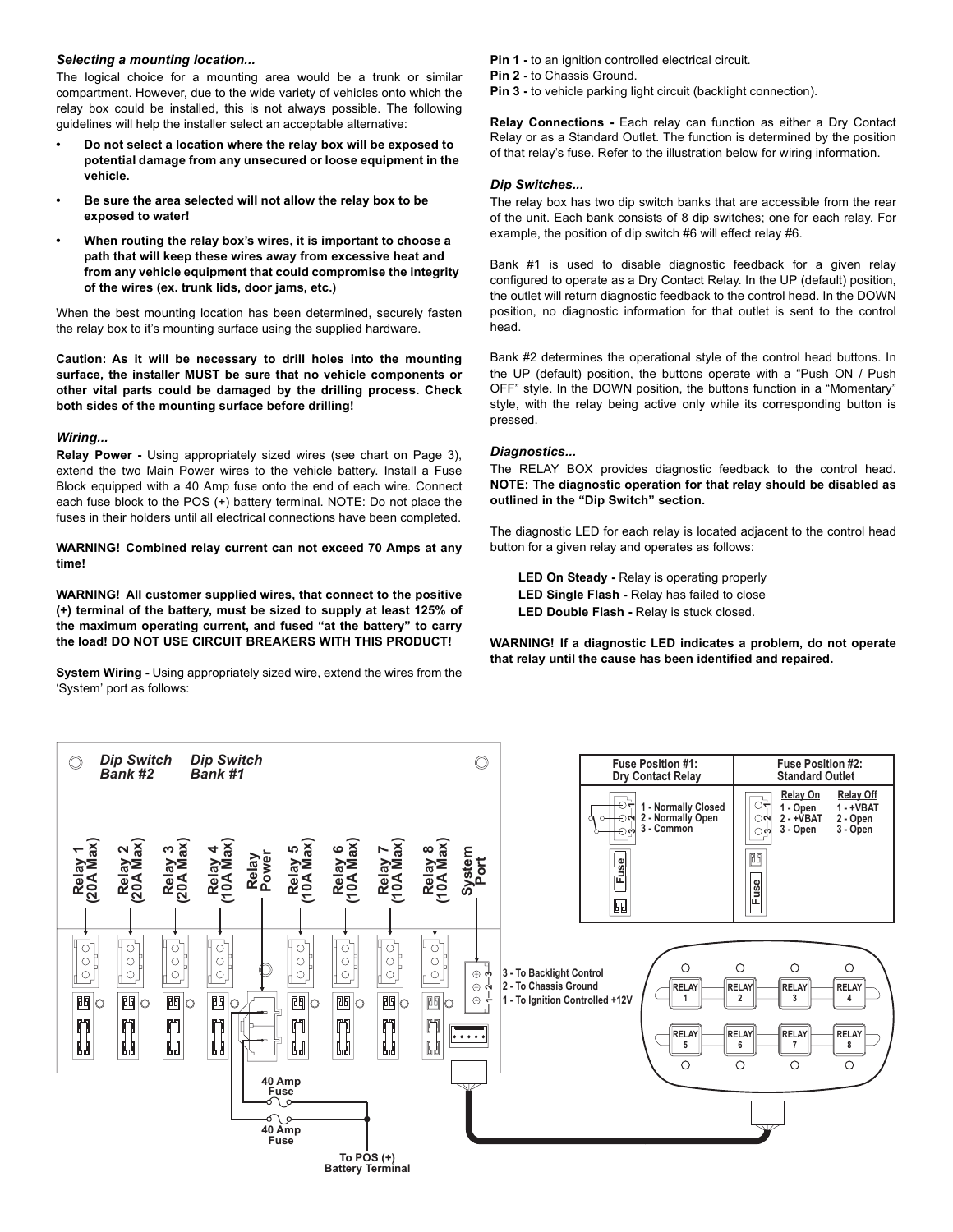*Selecting a mounting location...*

The logical choice for a mounting area would be a trunk or similar compartment. However, due to the wide variety of vehicles onto which the relay box could be installed, this is not always possible. The following guidelines will help the installer select an acceptable alternative:

- **Do not select a location where the relay box will be exposed to potential damage from any unsecured or loose equipment in the vehicle.**
- **Be sure the area selected will not allow the relay box to be exposed to water!**
- **When routing the relay box's wires, it is important to choose a path that will keep these wires away from excessive heat and from any vehicle equipment that could compromise the integrity of the wires (ex. trunk lids, door jams, etc.)**

When the best mounting location has been determined, securely fasten the relay box to it's mounting surface using the supplied hardware.

**Caution: As it will be necessary to drill holes into the mounting surface, the installer MUST be sure that no vehicle components or other vital parts could be damaged by the drilling process. Check both sides of the mounting surface before drilling!**

*Wiring...*

**Relay Power -** Using appropriately sized wires (see chart on Page 3), extend the two Main Power wires to the vehicle battery. Install a Fuse Block equipped with a 40 Amp fuse onto the end of each wire. Connect each fuse block to the POS (+) battery terminal. NOTE: Do not place the fuses in their holders until all electrical connections have been completed.

**WARNING! Combined relay current can not exceed 70 Amps at any time!**

**WARNING! All customer supplied wires, that connect to the positive (+) terminal of the battery, must be sized to supply at least 125% of the maximum operating current, and fused "at the battery" to carry the load! DO NOT USE CIRCUIT BREAKERS WITH THIS PRODUCT!**

**System Wiring -** Using appropriately sized wire, extend the wires from the 'System' port as follows:

**Pin 1 -** to an ignition controlled electrical circuit.
**Pin 2 -** to Chassis Ground.
**Pin 3 -** to vehicle parking light circuit (backlight connection).

**Relay Connections -** Each relay can function as either a Dry Contact Relay or as a Standard Outlet. The function is determined by the position of that relay's fuse. Refer to the illustration below for wiring information.

*Dip Switches...*

The relay box has two dip switch banks that are accessible from the rear of the unit. Each bank consists of 8 dip switches; one for each relay. For example, the position of dip switch #6 will effect relay #6.

Bank #1 is used to disable diagnostic feedback for a given relay configured to operate as a Dry Contact Relay. In the UP (default) position, the outlet will return diagnostic feedback to the control head. In the DOWN position, no diagnostic information for that outlet is sent to the control head.

Bank #2 determines the operational style of the control head buttons. In the UP (default) position, the buttons operate with a "Push ON / Push OFF" style. In the DOWN position, the buttons function in a "Momentary" style, with the relay being active only while its corresponding button is pressed.

*Diagnostics...*

The RELAY BOX provides diagnostic feedback to the control head. **NOTE: The diagnostic operation for that relay should be disabled as outlined in the "Dip Switch" section.**

The diagnostic LED for each relay is located adjacent to the control head button for a given relay and operates as follows:

**LED On Steady -** Relay is operating properly
**LED Single Flash -** Relay has failed to close
**LED Double Flash -** Relay is stuck closed.

**WARNING! If a diagnostic LED indicates a problem, do not operate that relay until the cause has been identified and repaired.**

Dip Switch Bank #2 | Dip Switch Bank #1

Relay 1 (20A Max) | Relay 2 (20A Max) | Relay 3 (20A Max) | Relay 4 (10A Max) | Relay Power | Relay 5 (10A Max) | Relay 6 (10A Max) | Relay 7 (10A Max) | Relay 8 (10A Max) | System Port

3 - To Backlight Control
2 - To Chassis Ground
1 - To Ignition Controlled +12V

40 Amp Fuse
40 Amp Fuse
To POS (+) Battery Terminal

| Fuse Position #1: Dry Contact Relay | Fuse Position #2: Standard Outlet | |
|---|---|---|
| | Relay On | Relay Off |
| 1 - Normally Closed | 1 - Open | 1 - +VBAT |
| 2 - Normally Open | 2 - +VBAT | 2 - Open |
| 3 - Common | 3 - Open | 3 - Open |

RELAY 1 | RELAY 2 | RELAY 3 | RELAY 4 | RELAY 5 | RELAY 6 | RELAY 7 | RELAY 8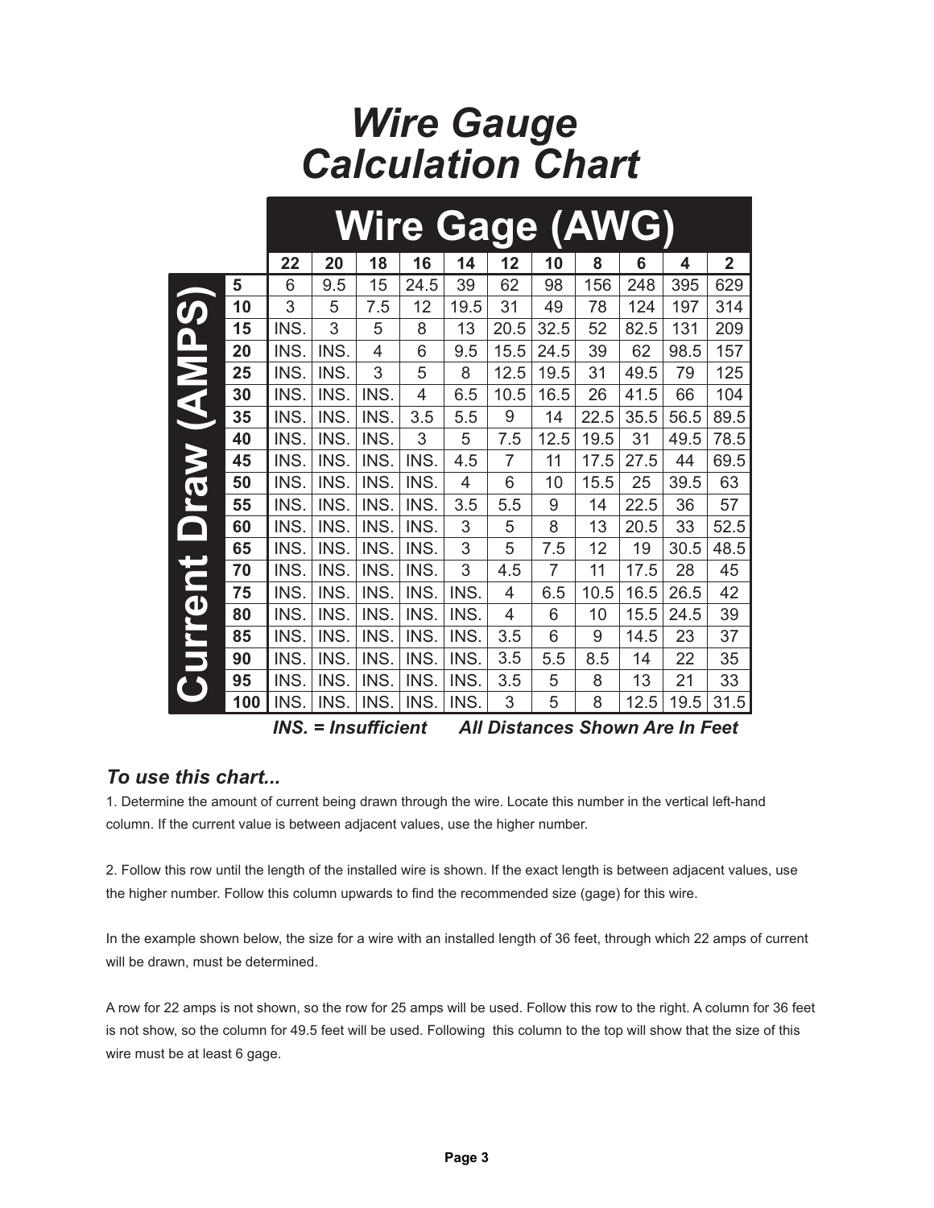# *Wire Gauge Calculation Chart*

| Current Draw (AMPS) | Wire Gage (AWG) | | | | | | | | | | |
|---|---|---|---|---|---|---|---|---|---|---|---|
| | **22** | **20** | **18** | **16** | **14** | **12** | **10** | **8** | **6** | **4** | **2** |
| **5** | 6 | 9.5 | 15 | 24.5 | 39 | 62 | 98 | 156 | 248 | 395 | 629 |
| **10** | 3 | 5 | 7.5 | 12 | 19.5 | 31 | 49 | 78 | 124 | 197 | 314 |
| **15** | INS. | 3 | 5 | 8 | 13 | 20.5 | 32.5 | 52 | 82.5 | 131 | 209 |
| **20** | INS. | INS. | 4 | 6 | 9.5 | 15.5 | 24.5 | 39 | 62 | 98.5 | 157 |
| **25** | INS. | INS. | 3 | 5 | 8 | 12.5 | 19.5 | 31 | 49.5 | 79 | 125 |
| **30** | INS. | INS. | INS. | 4 | 6.5 | 10.5 | 16.5 | 26 | 41.5 | 66 | 104 |
| **35** | INS. | INS. | INS. | 3.5 | 5.5 | 9 | 14 | 22.5 | 35.5 | 56.5 | 89.5 |
| **40** | INS. | INS. | INS. | 3 | 5 | 7.5 | 12.5 | 19.5 | 31 | 49.5 | 78.5 |
| **45** | INS. | INS. | INS. | INS. | 4.5 | 7 | 11 | 17.5 | 27.5 | 44 | 69.5 |
| **50** | INS. | INS. | INS. | INS. | 4 | 6 | 10 | 15.5 | 25 | 39.5 | 63 |
| **55** | INS. | INS. | INS. | INS. | 3.5 | 5.5 | 9 | 14 | 22.5 | 36 | 57 |
| **60** | INS. | INS. | INS. | INS. | 3 | 5 | 8 | 13 | 20.5 | 33 | 52.5 |
| **65** | INS. | INS. | INS. | INS. | 3 | 5 | 7.5 | 12 | 19 | 30.5 | 48.5 |
| **70** | INS. | INS. | INS. | INS. | 3 | 4.5 | 7 | 11 | 17.5 | 28 | 45 |
| **75** | INS. | INS. | INS. | INS. | INS. | 4 | 6.5 | 10.5 | 16.5 | 26.5 | 42 |
| **80** | INS. | INS. | INS. | INS. | INS. | 4 | 6 | 10 | 15.5 | 24.5 | 39 |
| **85** | INS. | INS. | INS. | INS. | INS. | 3.5 | 6 | 9 | 14.5 | 23 | 37 |
| **90** | INS. | INS. | INS. | INS. | INS. | 3.5 | 5.5 | 8.5 | 14 | 22 | 35 |
| **95** | INS. | INS. | INS. | INS. | INS. | 3.5 | 5 | 8 | 13 | 21 | 33 |
| **100** | INS. | INS. | INS. | INS. | INS. | 3 | 5 | 8 | 12.5 | 19.5 | 31.5 |

***INS. = Insufficient*** ***All Distances Shown Are In Feet***

## *To use this chart...*

1. Determine the amount of current being drawn through the wire. Locate this number in the vertical left-hand column. If the current value is between adjacent values, use the higher number.

2. Follow this row until the length of the installed wire is shown. If the exact length is between adjacent values, use the higher number. Follow this column upwards to find the recommended size (gage) for this wire.

In the example shown below, the size for a wire with an installed length of 36 feet, through which 22 amps of current will be drawn, must be determined.

A row for 22 amps is not shown, so the row for 25 amps will be used. Follow this row to the right. A column for 36 feet is not show, so the column for 49.5 feet will be used. Following this column to the top will show that the size of this wire must be at least 6 gage.